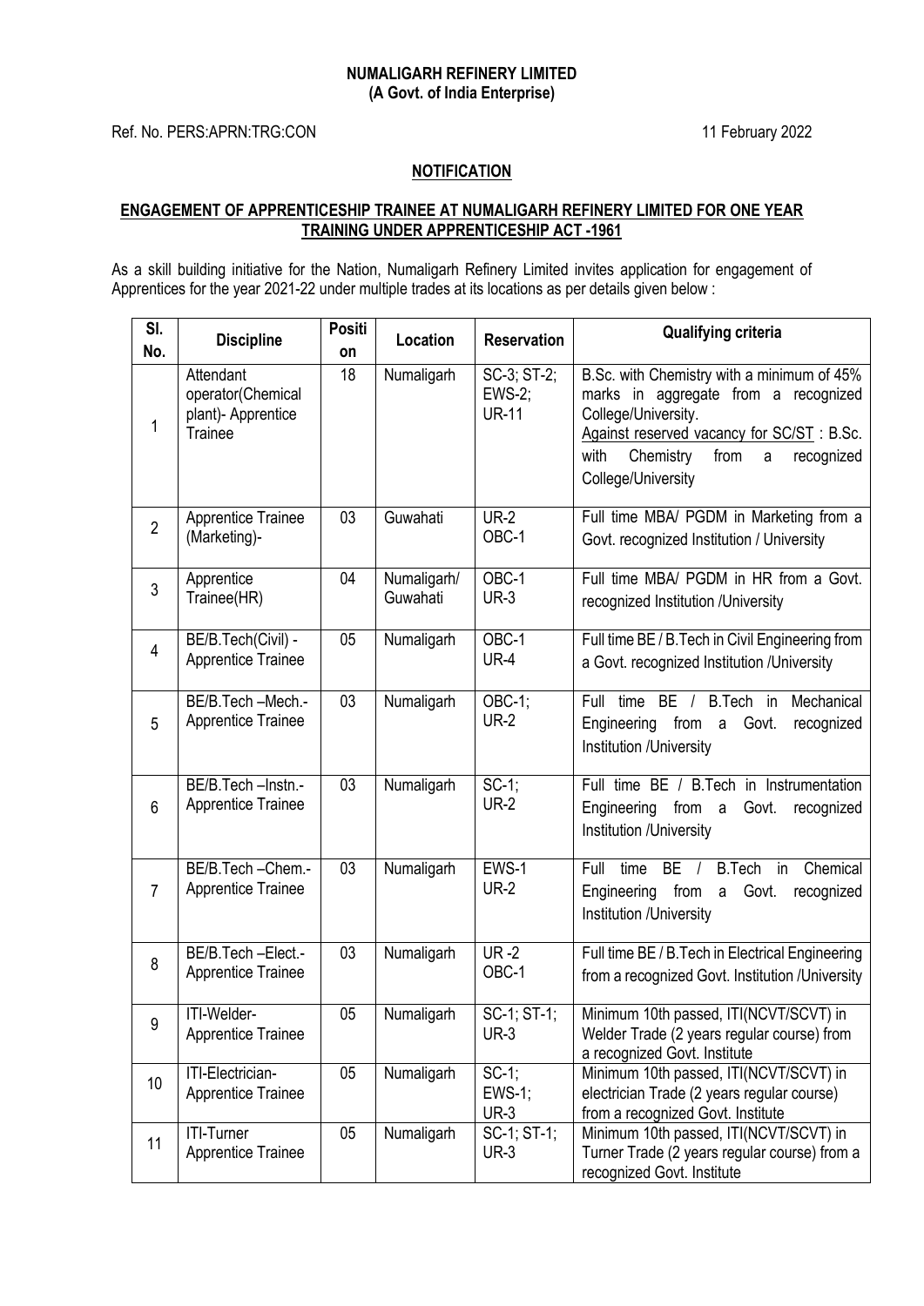**NUMALIGARH REFINERY LIMITED**
**(A Govt. of India Enterprise)**

Ref. No. PERS:APRN:TRG:CON

11 February 2022

**NOTIFICATION**

**ENGAGEMENT OF APPRENTICESHIP TRAINEE AT NUMALIGARH REFINERY LIMITED FOR ONE YEAR TRAINING UNDER APPRENTICESHIP ACT -1961**

As a skill building initiative for the Nation, Numaligarh Refinery Limited invites application for engagement of Apprentices for the year 2021-22 under multiple trades at its locations as per details given below :

| Sl. No. | Discipline | Position | Location | Reservation | Qualifying criteria |
|---|---|---|---|---|---|
| 1 | Attendant operator(Chemical plant)- Apprentice Trainee | 18 | Numaligarh | SC-3; ST-2; EWS-2; UR-11 | B.Sc. with Chemistry with a minimum of 45% marks in aggregate from a recognized College/University. Against reserved vacancy for SC/ST : B.Sc. with Chemistry from a recognized College/University |
| 2 | Apprentice Trainee (Marketing)- | 03 | Guwahati | UR-2 OBC-1 | Full time MBA/ PGDM in Marketing from a Govt. recognized Institution / University |
| 3 | Apprentice Trainee(HR) | 04 | Numaligarh/ Guwahati | OBC-1 UR-3 | Full time MBA/ PGDM in HR from a Govt. recognized Institution /University |
| 4 | BE/B.Tech(Civil) - Apprentice Trainee | 05 | Numaligarh | OBC-1 UR-4 | Full time BE / B.Tech in Civil Engineering from a Govt. recognized Institution /University |
| 5 | BE/B.Tech –Mech.- Apprentice Trainee | 03 | Numaligarh | OBC-1; UR-2 | Full time BE / B.Tech in Mechanical Engineering from a Govt. recognized Institution /University |
| 6 | BE/B.Tech –Instn.- Apprentice Trainee | 03 | Numaligarh | SC-1; UR-2 | Full time BE / B.Tech in Instrumentation Engineering from a Govt. recognized Institution /University |
| 7 | BE/B.Tech –Chem.- Apprentice Trainee | 03 | Numaligarh | EWS-1 UR-2 | Full time BE / B.Tech in Chemical Engineering from a Govt. recognized Institution /University |
| 8 | BE/B.Tech –Elect.- Apprentice Trainee | 03 | Numaligarh | UR -2 OBC-1 | Full time BE / B.Tech in Electrical Engineering from a recognized Govt. Institution /University |
| 9 | ITI-Welder- Apprentice Trainee | 05 | Numaligarh | SC-1; ST-1; UR-3 | Minimum 10th passed, ITI(NCVT/SCVT) in Welder Trade (2 years regular course) from a recognized Govt. Institute |
| 10 | ITI-Electrician- Apprentice Trainee | 05 | Numaligarh | SC-1; EWS-1; UR-3 | Minimum 10th passed, ITI(NCVT/SCVT) in electrician Trade (2 years regular course) from a recognized Govt. Institute |
| 11 | ITI-Turner Apprentice Trainee | 05 | Numaligarh | SC-1; ST-1; UR-3 | Minimum 10th passed, ITI(NCVT/SCVT) in Turner Trade (2 years regular course) from a recognized Govt. Institute |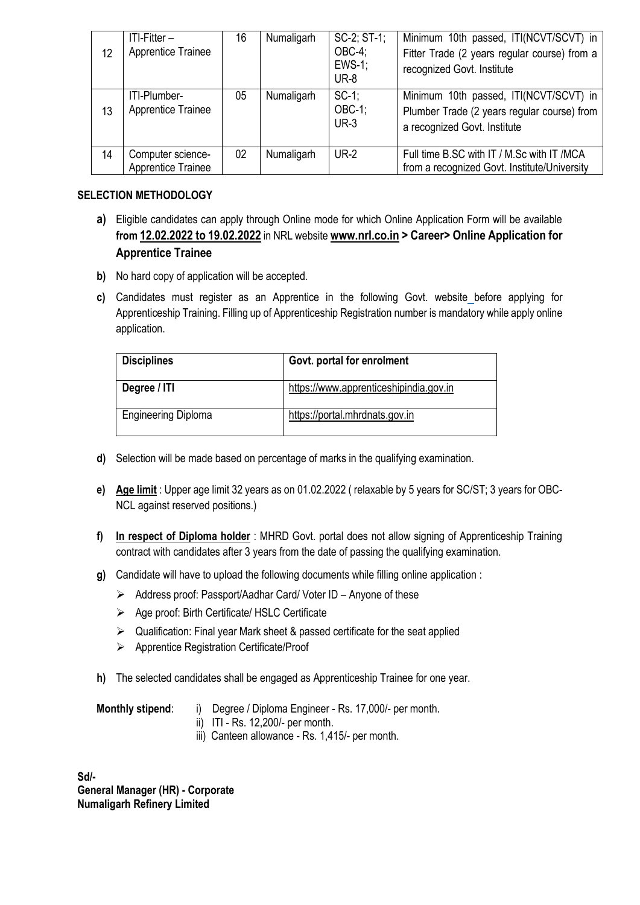| | | | | | |
|---|---|---|---|---|---|
| 12 | ITI-Fitter – Apprentice Trainee | 16 | Numaligarh | SC-2; ST-1; OBC-4; EWS-1; UR-8 | Minimum 10th passed, ITI(NCVT/SCVT) in Fitter Trade (2 years regular course) from a recognized Govt. Institute |
| 13 | ITI-Plumber-Apprentice Trainee | 05 | Numaligarh | SC-1; OBC-1; UR-3 | Minimum 10th passed, ITI(NCVT/SCVT) in Plumber Trade (2 years regular course) from a recognized Govt. Institute |
| 14 | Computer science-Apprentice Trainee | 02 | Numaligarh | UR-2 | Full time B.SC with IT / M.Sc with IT /MCA from a recognized Govt. Institute/University |

**SELECTION METHODOLOGY**

**a)** Eligible candidates can apply through Online mode for which Online Application Form will be available **from 12.02.2022 to 19.02.2022** in NRL website **www.nrl.co.in > Career> Online Application for Apprentice Trainee**

**b)** No hard copy of application will be accepted.

**c)** Candidates must register as an Apprentice in the following Govt. website before applying for Apprenticeship Training. Filling up of Apprenticeship Registration number is mandatory while apply online application.

| **Disciplines** | **Govt. portal for enrolment** |
|---|---|
| **Degree / ITI** | https://www.apprenticeshipindia.gov.in |
| Engineering Diploma | https://portal.mhrdnats.gov.in |

**d)** Selection will be made based on percentage of marks in the qualifying examination.

**e)** **Age limit** : Upper age limit 32 years as on 01.02.2022 ( relaxable by 5 years for SC/ST; 3 years for OBC-NCL against reserved positions.)

**f)** **In respect of Diploma holder** : MHRD Govt. portal does not allow signing of Apprenticeship Training contract with candidates after 3 years from the date of passing the qualifying examination.

**g)** Candidate will have to upload the following documents while filling online application :

- Address proof: Passport/Aadhar Card/ Voter ID – Anyone of these
- Age proof: Birth Certificate/ HSLC Certificate
- Qualification: Final year Mark sheet & passed certificate for the seat applied
- Apprentice Registration Certificate/Proof

**h)** The selected candidates shall be engaged as Apprenticeship Trainee for one year.

**Monthly stipend**:
i) Degree / Diploma Engineer - Rs. 17,000/- per month.
ii) ITI - Rs. 12,200/- per month.
iii) Canteen allowance - Rs. 1,415/- per month.

**Sd/-**
**General Manager (HR) - Corporate**
**Numaligarh Refinery Limited**